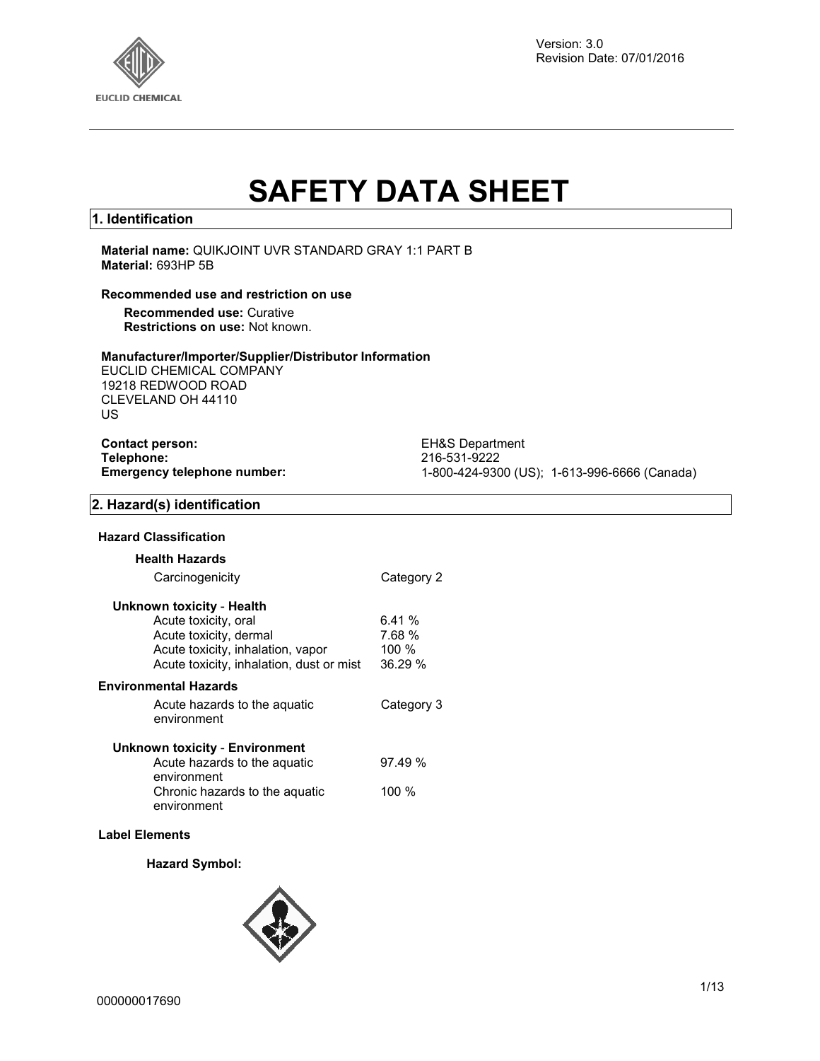Version: 3.0
Revision Date: 07/01/2016

# SAFETY DATA SHEET

## 1. Identification

**Material name:** QUIKJOINT UVR STANDARD GRAY 1:1 PART B
**Material:** 693HP 5B

**Recommended use and restriction on use**

**Recommended use:** Curative
**Restrictions on use:** Not known.

**Manufacturer/Importer/Supplier/Distributor Information**
EUCLID CHEMICAL COMPANY
19218 REDWOOD ROAD
CLEVELAND OH 44110
US

| | |
|---|---|
| **Contact person:** | EH&S Department |
| **Telephone:** | 216-531-9222 |
| **Emergency telephone number:** | 1-800-424-9300 (US); 1-613-996-6666 (Canada) |

## 2. Hazard(s) identification

**Hazard Classification**

**Health Hazards**

| | |
|---|---|
| Carcinogenicity | Category 2 |

**Unknown toxicity - Health**

| | |
|---|---|
| Acute toxicity, oral | 6.41 % |
| Acute toxicity, dermal | 7.68 % |
| Acute toxicity, inhalation, vapor | 100 % |
| Acute toxicity, inhalation, dust or mist | 36.29 % |

**Environmental Hazards**

| | |
|---|---|
| Acute hazards to the aquatic environment | Category 3 |

**Unknown toxicity - Environment**

| | |
|---|---|
| Acute hazards to the aquatic environment | 97.49 % |
| Chronic hazards to the aquatic environment | 100 % |

**Label Elements**

**Hazard Symbol:**

000000017690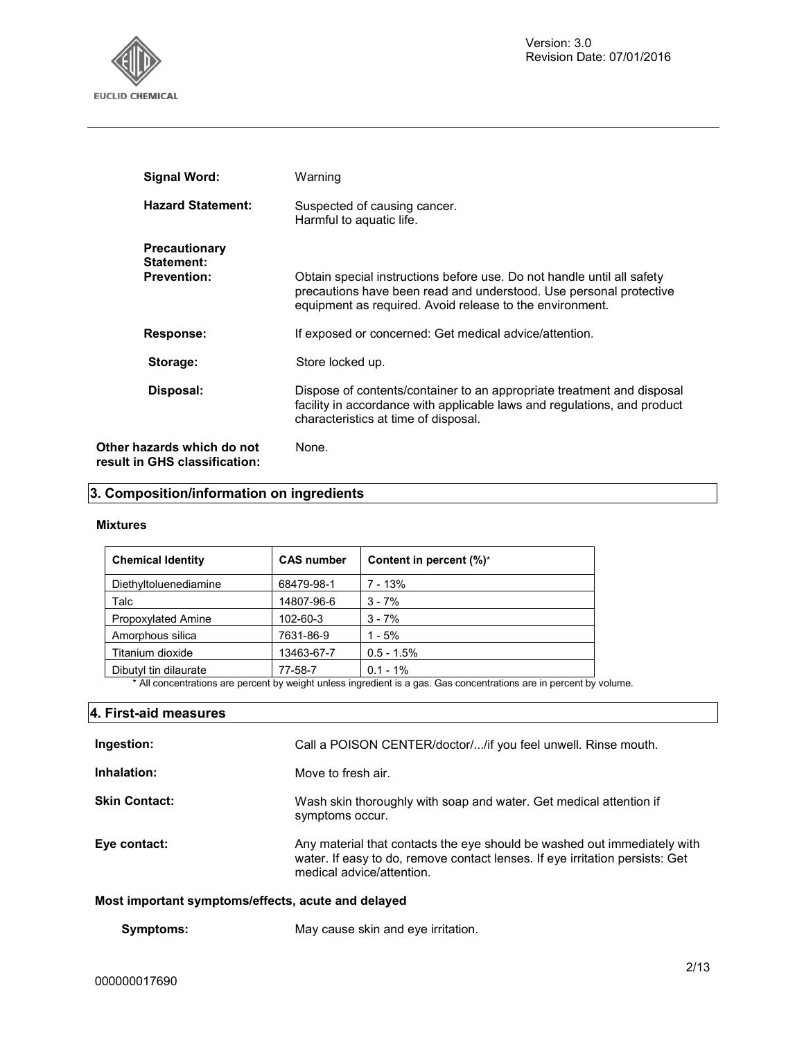**Signal Word:** Warning

**Hazard Statement:** Suspected of causing cancer.
Harmful to aquatic life.

**Precautionary Statement:**

**Prevention:** Obtain special instructions before use. Do not handle until all safety precautions have been read and understood. Use personal protective equipment as required. Avoid release to the environment.

**Response:** If exposed or concerned: Get medical advice/attention.

**Storage:** Store locked up.

**Disposal:** Dispose of contents/container to an appropriate treatment and disposal facility in accordance with applicable laws and regulations, and product characteristics at time of disposal.

**Other hazards which do not result in GHS classification:** None.

## 3. Composition/information on ingredients

### Mixtures

| Chemical Identity | CAS number | Content in percent (%)* |
|---|---|---|
| Diethyltoluenediamine | 68479-98-1 | 7 - 13% |
| Talc | 14807-96-6 | 3 - 7% |
| Propoxylated Amine | 102-60-3 | 3 - 7% |
| Amorphous silica | 7631-86-9 | 1 - 5% |
| Titanium dioxide | 13463-67-7 | 0.5 - 1.5% |
| Dibutyl tin dilaurate | 77-58-7 | 0.1 - 1% |

\* All concentrations are percent by weight unless ingredient is a gas. Gas concentrations are in percent by volume.

## 4. First-aid measures

**Ingestion:** Call a POISON CENTER/doctor/.../if you feel unwell. Rinse mouth.

**Inhalation:** Move to fresh air.

**Skin Contact:** Wash skin thoroughly with soap and water. Get medical attention if symptoms occur.

**Eye contact:** Any material that contacts the eye should be washed out immediately with water. If easy to do, remove contact lenses. If eye irritation persists: Get medical advice/attention.

### Most important symptoms/effects, acute and delayed

**Symptoms:** May cause skin and eye irritation.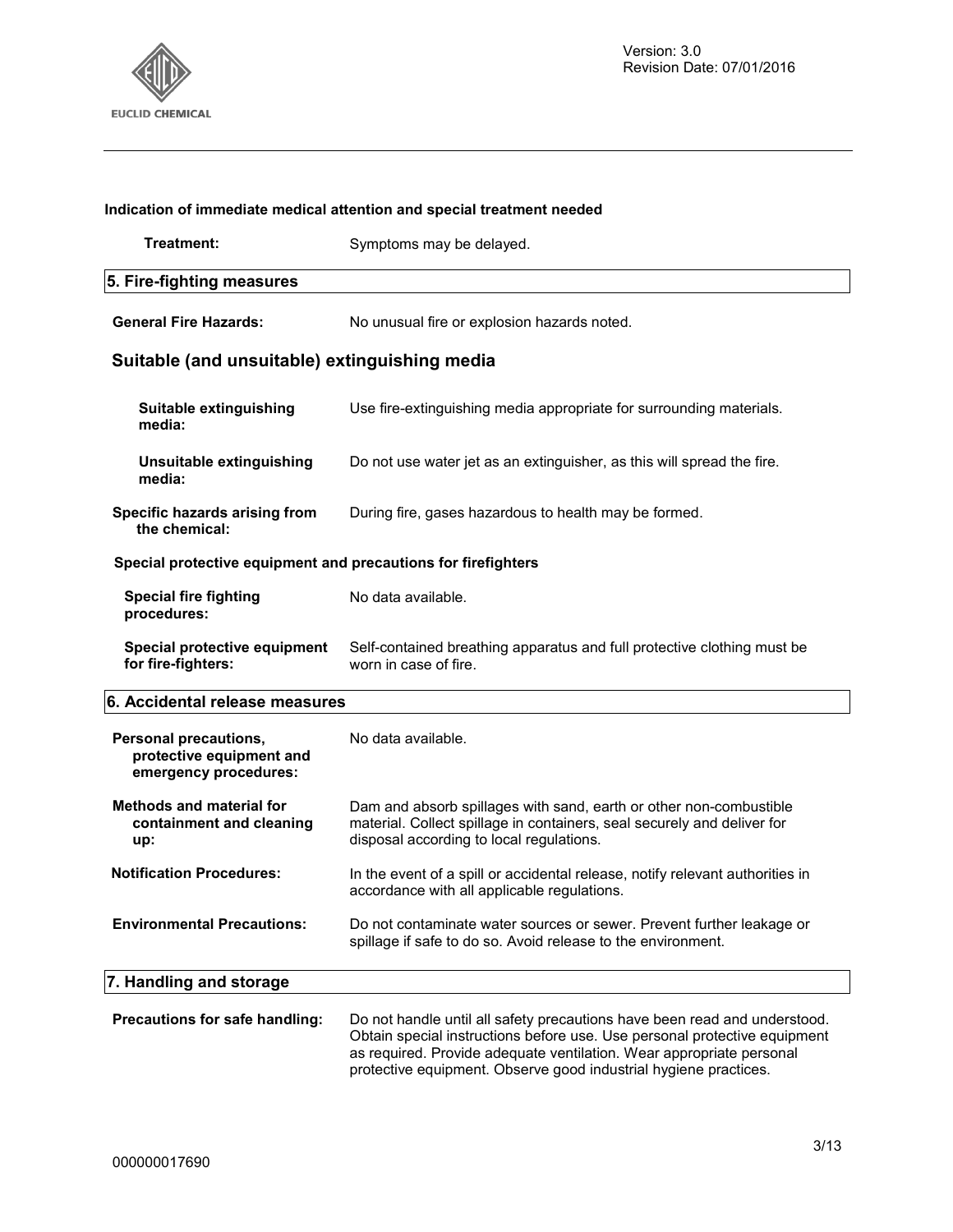### Indication of immediate medical attention and special treatment needed

**Treatment:** Symptoms may be delayed.

## 5. Fire-fighting measures

**General Fire Hazards:** No unusual fire or explosion hazards noted.

### Suitable (and unsuitable) extinguishing media

**Suitable extinguishing media:** Use fire-extinguishing media appropriate for surrounding materials.

**Unsuitable extinguishing media:** Do not use water jet as an extinguisher, as this will spread the fire.

**Specific hazards arising from the chemical:** During fire, gases hazardous to health may be formed.

### Special protective equipment and precautions for firefighters

**Special fire fighting procedures:** No data available.

**Special protective equipment for fire-fighters:** Self-contained breathing apparatus and full protective clothing must be worn in case of fire.

## 6. Accidental release measures

**Personal precautions, protective equipment and emergency procedures:** No data available.

**Methods and material for containment and cleaning up:** Dam and absorb spillages with sand, earth or other non-combustible material. Collect spillage in containers, seal securely and deliver for disposal according to local regulations.

**Notification Procedures:** In the event of a spill or accidental release, notify relevant authorities in accordance with all applicable regulations.

**Environmental Precautions:** Do not contaminate water sources or sewer. Prevent further leakage or spillage if safe to do so. Avoid release to the environment.

## 7. Handling and storage

**Precautions for safe handling:** Do not handle until all safety precautions have been read and understood. Obtain special instructions before use. Use personal protective equipment as required. Provide adequate ventilation. Wear appropriate personal protective equipment. Observe good industrial hygiene practices.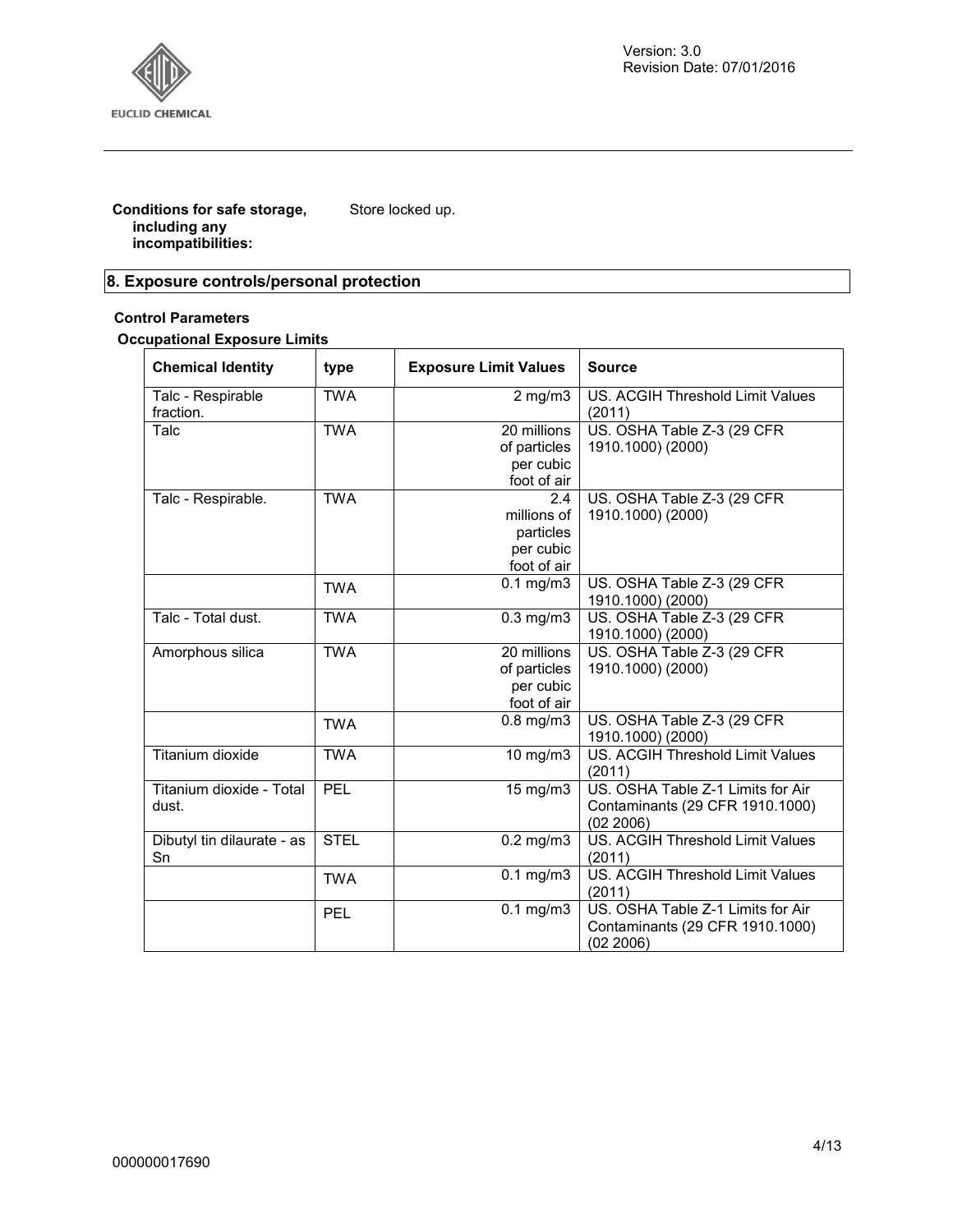**Conditions for safe storage, including any incompatibilities:** Store locked up.

## 8. Exposure controls/personal protection

**Control Parameters**

**Occupational Exposure Limits**

| Chemical Identity | type | Exposure Limit Values | Source |
|---|---|---|---|
| Talc - Respirable fraction. | TWA | 2 mg/m3 | US. ACGIH Threshold Limit Values (2011) |
| Talc | TWA | 20 millions of particles per cubic foot of air | US. OSHA Table Z-3 (29 CFR 1910.1000) (2000) |
| Talc - Respirable. | TWA | 2.4 millions of particles per cubic foot of air | US. OSHA Table Z-3 (29 CFR 1910.1000) (2000) |
| | TWA | 0.1 mg/m3 | US. OSHA Table Z-3 (29 CFR 1910.1000) (2000) |
| Talc - Total dust. | TWA | 0.3 mg/m3 | US. OSHA Table Z-3 (29 CFR 1910.1000) (2000) |
| Amorphous silica | TWA | 20 millions of particles per cubic foot of air | US. OSHA Table Z-3 (29 CFR 1910.1000) (2000) |
| | TWA | 0.8 mg/m3 | US. OSHA Table Z-3 (29 CFR 1910.1000) (2000) |
| Titanium dioxide | TWA | 10 mg/m3 | US. ACGIH Threshold Limit Values (2011) |
| Titanium dioxide - Total dust. | PEL | 15 mg/m3 | US. OSHA Table Z-1 Limits for Air Contaminants (29 CFR 1910.1000) (02 2006) |
| Dibutyl tin dilaurate - as Sn | STEL | 0.2 mg/m3 | US. ACGIH Threshold Limit Values (2011) |
| | TWA | 0.1 mg/m3 | US. ACGIH Threshold Limit Values (2011) |
| | PEL | 0.1 mg/m3 | US. OSHA Table Z-1 Limits for Air Contaminants (29 CFR 1910.1000) (02 2006) |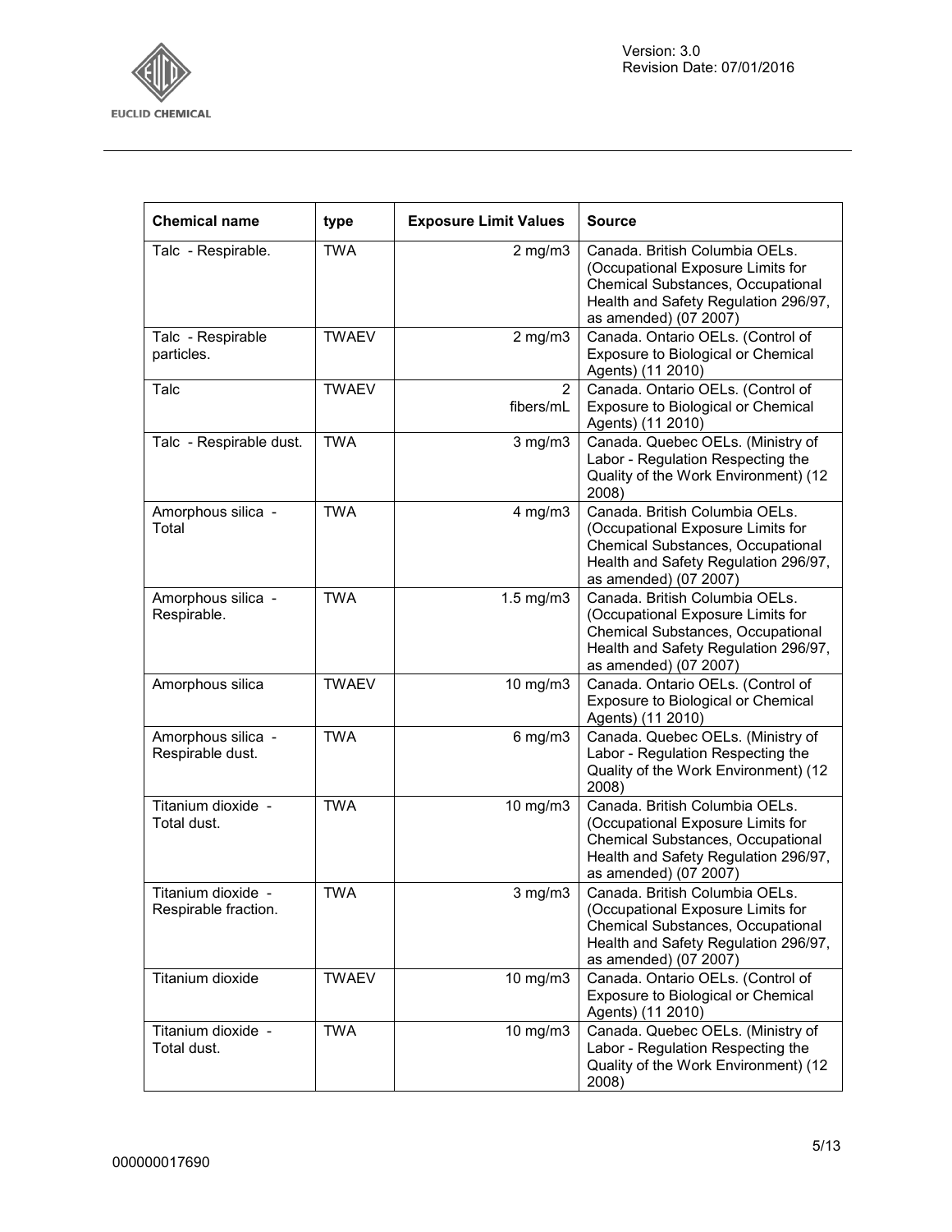| Chemical name | type | Exposure Limit Values | Source |
|---|---|---|---|
| Talc - Respirable. | TWA | 2 mg/m3 | Canada. British Columbia OELs. (Occupational Exposure Limits for Chemical Substances, Occupational Health and Safety Regulation 296/97, as amended) (07 2007) |
| Talc - Respirable particles. | TWAEV | 2 mg/m3 | Canada. Ontario OELs. (Control of Exposure to Biological or Chemical Agents) (11 2010) |
| Talc | TWAEV | 2 fibers/mL | Canada. Ontario OELs. (Control of Exposure to Biological or Chemical Agents) (11 2010) |
| Talc - Respirable dust. | TWA | 3 mg/m3 | Canada. Quebec OELs. (Ministry of Labor - Regulation Respecting the Quality of the Work Environment) (12 2008) |
| Amorphous silica - Total | TWA | 4 mg/m3 | Canada. British Columbia OELs. (Occupational Exposure Limits for Chemical Substances, Occupational Health and Safety Regulation 296/97, as amended) (07 2007) |
| Amorphous silica - Respirable. | TWA | 1.5 mg/m3 | Canada. British Columbia OELs. (Occupational Exposure Limits for Chemical Substances, Occupational Health and Safety Regulation 296/97, as amended) (07 2007) |
| Amorphous silica | TWAEV | 10 mg/m3 | Canada. Ontario OELs. (Control of Exposure to Biological or Chemical Agents) (11 2010) |
| Amorphous silica - Respirable dust. | TWA | 6 mg/m3 | Canada. Quebec OELs. (Ministry of Labor - Regulation Respecting the Quality of the Work Environment) (12 2008) |
| Titanium dioxide - Total dust. | TWA | 10 mg/m3 | Canada. British Columbia OELs. (Occupational Exposure Limits for Chemical Substances, Occupational Health and Safety Regulation 296/97, as amended) (07 2007) |
| Titanium dioxide - Respirable fraction. | TWA | 3 mg/m3 | Canada. British Columbia OELs. (Occupational Exposure Limits for Chemical Substances, Occupational Health and Safety Regulation 296/97, as amended) (07 2007) |
| Titanium dioxide | TWAEV | 10 mg/m3 | Canada. Ontario OELs. (Control of Exposure to Biological or Chemical Agents) (11 2010) |
| Titanium dioxide - Total dust. | TWA | 10 mg/m3 | Canada. Quebec OELs. (Ministry of Labor - Regulation Respecting the Quality of the Work Environment) (12 2008) |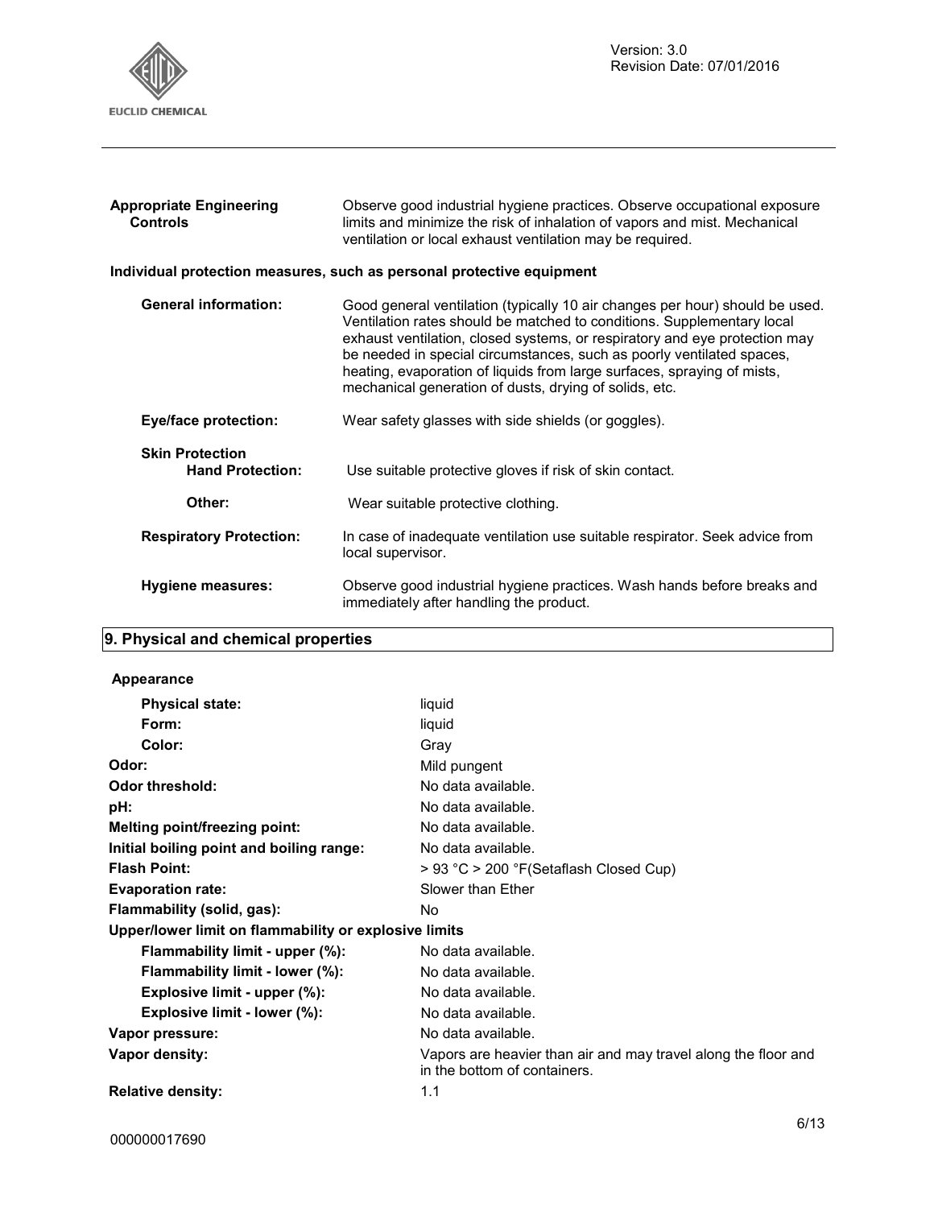| | |
|---|---|
| **Appropriate Engineering Controls** | Observe good industrial hygiene practices. Observe occupational exposure limits and minimize the risk of inhalation of vapors and mist. Mechanical ventilation or local exhaust ventilation may be required. |

**Individual protection measures, such as personal protective equipment**

| | |
|---|---|
| **General information:** | Good general ventilation (typically 10 air changes per hour) should be used. Ventilation rates should be matched to conditions. Supplementary local exhaust ventilation, closed systems, or respiratory and eye protection may be needed in special circumstances, such as poorly ventilated spaces, heating, evaporation of liquids from large surfaces, spraying of mists, mechanical generation of dusts, drying of solids, etc. |
| **Eye/face protection:** | Wear safety glasses with side shields (or goggles). |
| **Skin Protection** | |
| **Hand Protection:** | Use suitable protective gloves if risk of skin contact. |
| **Other:** | Wear suitable protective clothing. |
| **Respiratory Protection:** | In case of inadequate ventilation use suitable respirator. Seek advice from local supervisor. |
| **Hygiene measures:** | Observe good industrial hygiene practices. Wash hands before breaks and immediately after handling the product. |

## 9. Physical and chemical properties

**Appearance**

| | |
|---|---|
| **Physical state:** | liquid |
| **Form:** | liquid |
| **Color:** | Gray |
| **Odor:** | Mild pungent |
| **Odor threshold:** | No data available. |
| **pH:** | No data available. |
| **Melting point/freezing point:** | No data available. |
| **Initial boiling point and boiling range:** | No data available. |
| **Flash Point:** | > 93 °C > 200 °F(Setaflash Closed Cup) |
| **Evaporation rate:** | Slower than Ether |
| **Flammability (solid, gas):** | No |
| **Upper/lower limit on flammability or explosive limits** | |
| **Flammability limit - upper (%):** | No data available. |
| **Flammability limit - lower (%):** | No data available. |
| **Explosive limit - upper (%):** | No data available. |
| **Explosive limit - lower (%):** | No data available. |
| **Vapor pressure:** | No data available. |
| **Vapor density:** | Vapors are heavier than air and may travel along the floor and in the bottom of containers. |
| **Relative density:** | 1.1 |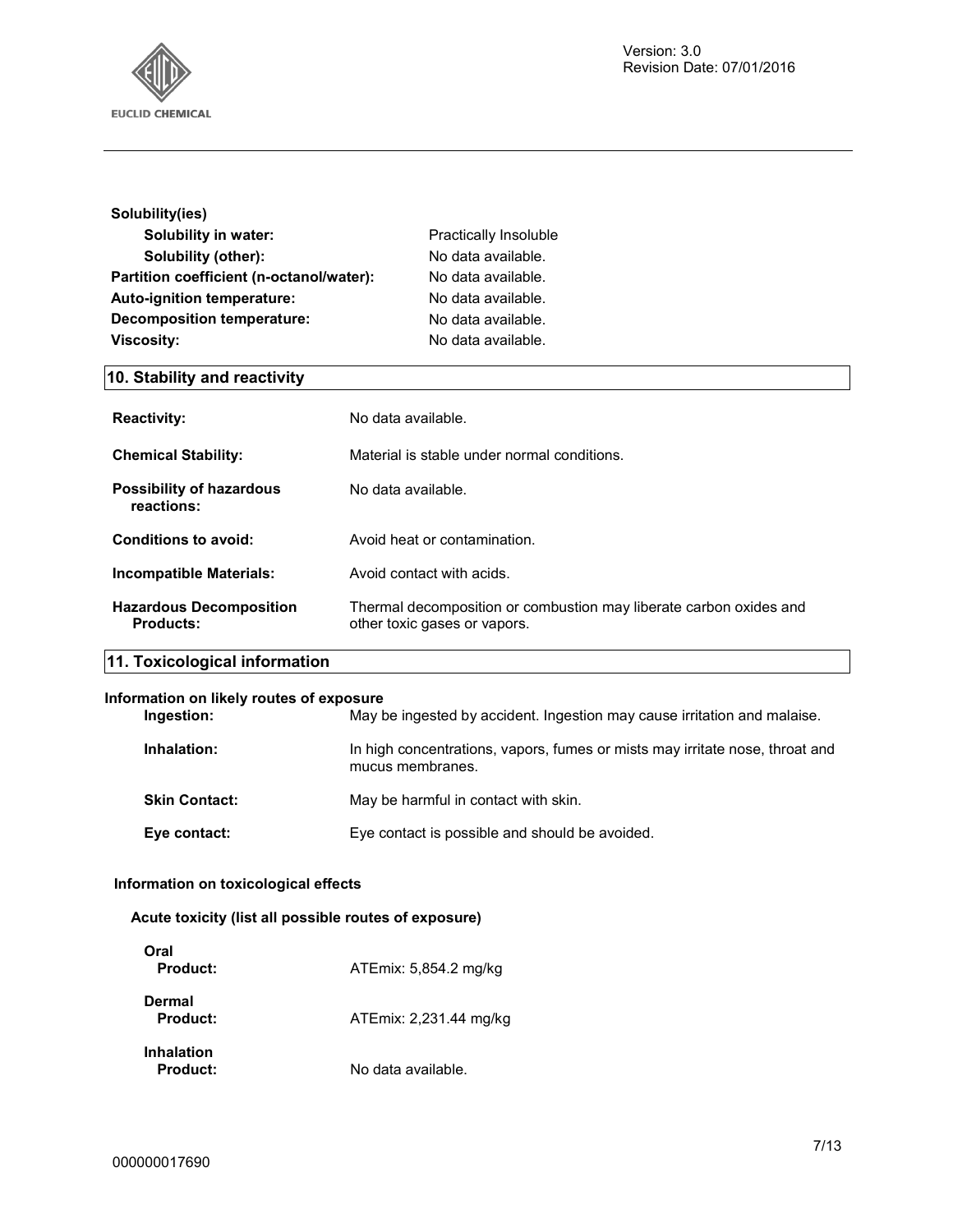**Solubility(ies)**

| | |
|---|---|
| **Solubility in water:** | Practically Insoluble |
| **Solubility (other):** | No data available. |
| **Partition coefficient (n-octanol/water):** | No data available. |
| **Auto-ignition temperature:** | No data available. |
| **Decomposition temperature:** | No data available. |
| **Viscosity:** | No data available. |

## 10. Stability and reactivity

| | |
|---|---|
| **Reactivity:** | No data available. |
| **Chemical Stability:** | Material is stable under normal conditions. |
| **Possibility of hazardous reactions:** | No data available. |
| **Conditions to avoid:** | Avoid heat or contamination. |
| **Incompatible Materials:** | Avoid contact with acids. |
| **Hazardous Decomposition Products:** | Thermal decomposition or combustion may liberate carbon oxides and other toxic gases or vapors. |

## 11. Toxicological information

**Information on likely routes of exposure**

| | |
|---|---|
| **Ingestion:** | May be ingested by accident. Ingestion may cause irritation and malaise. |
| **Inhalation:** | In high concentrations, vapors, fumes or mists may irritate nose, throat and mucus membranes. |
| **Skin Contact:** | May be harmful in contact with skin. |
| **Eye contact:** | Eye contact is possible and should be avoided. |

**Information on toxicological effects**

**Acute toxicity (list all possible routes of exposure)**

**Oral**

| | |
|---|---|
| **Product:** | ATEmix: 5,854.2 mg/kg |

**Dermal**

| | |
|---|---|
| **Product:** | ATEmix: 2,231.44 mg/kg |

**Inhalation**

| | |
|---|---|
| **Product:** | No data available. |

000000017690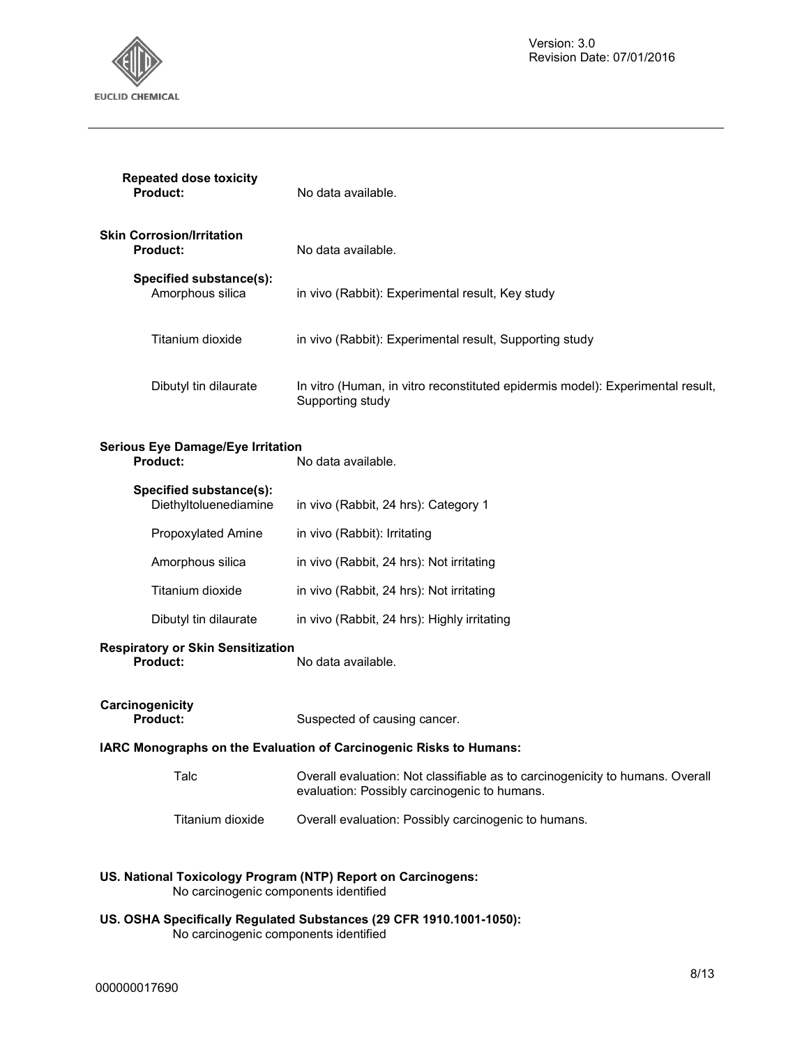**Repeated dose toxicity**

**Product:** No data available.

**Skin Corrosion/Irritation**

**Product:** No data available.

**Specified substance(s):**

| | |
|---|---|
| Amorphous silica | in vivo (Rabbit): Experimental result, Key study |
| Titanium dioxide | in vivo (Rabbit): Experimental result, Supporting study |
| Dibutyl tin dilaurate | In vitro (Human, in vitro reconstituted epidermis model): Experimental result, Supporting study |

**Serious Eye Damage/Eye Irritation**

**Product:** No data available.

**Specified substance(s):**

| | |
|---|---|
| Diethyltoluenediamine | in vivo (Rabbit, 24 hrs): Category 1 |
| Propoxylated Amine | in vivo (Rabbit): Irritating |
| Amorphous silica | in vivo (Rabbit, 24 hrs): Not irritating |
| Titanium dioxide | in vivo (Rabbit, 24 hrs): Not irritating |
| Dibutyl tin dilaurate | in vivo (Rabbit, 24 hrs): Highly irritating |

**Respiratory or Skin Sensitization**

**Product:** No data available.

**Carcinogenicity**

**Product:** Suspected of causing cancer.

**IARC Monographs on the Evaluation of Carcinogenic Risks to Humans:**

| | |
|---|---|
| Talc | Overall evaluation: Not classifiable as to carcinogenicity to humans. Overall evaluation: Possibly carcinogenic to humans. |
| Titanium dioxide | Overall evaluation: Possibly carcinogenic to humans. |

**US. National Toxicology Program (NTP) Report on Carcinogens:**

No carcinogenic components identified

**US. OSHA Specifically Regulated Substances (29 CFR 1910.1001-1050):**

No carcinogenic components identified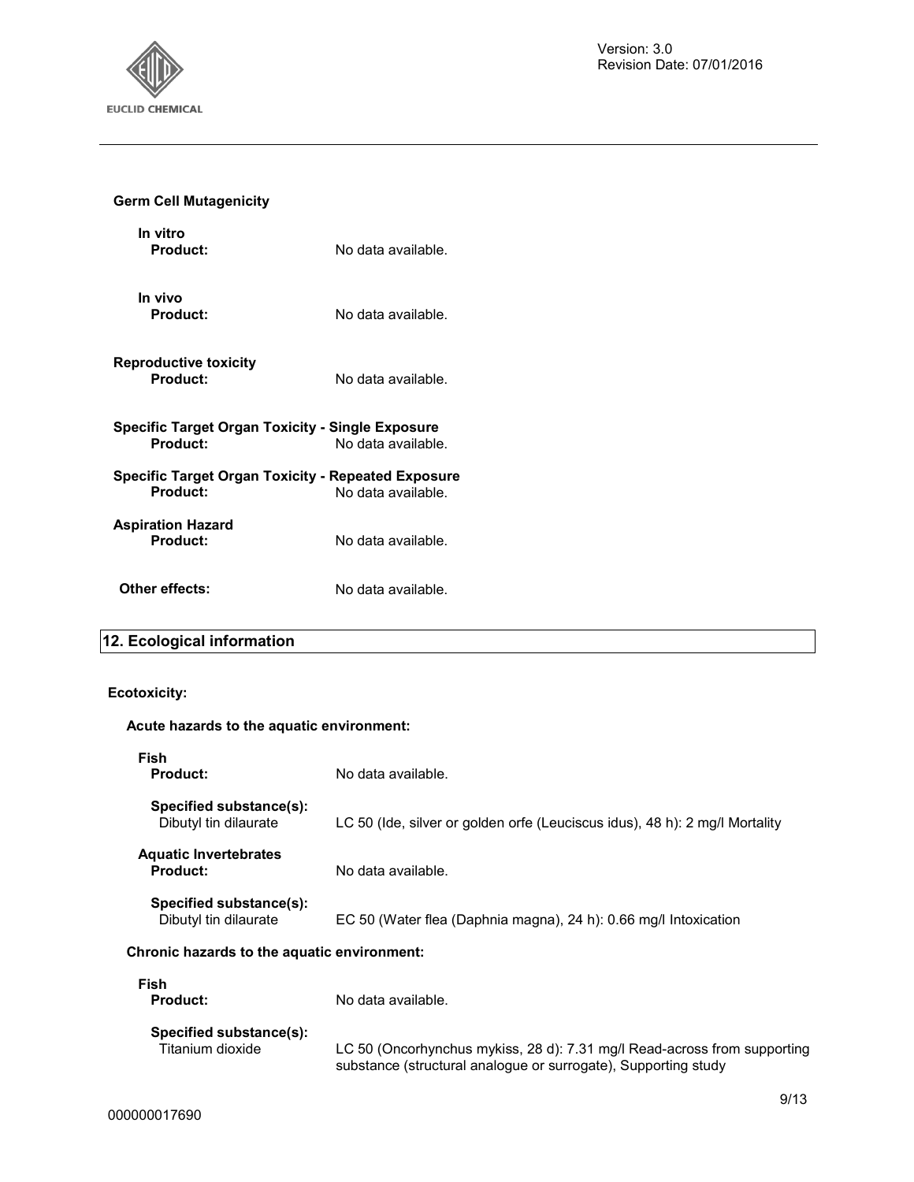**Germ Cell Mutagenicity**

**In vitro**

**Product:** No data available.

**In vivo**

**Product:** No data available.

**Reproductive toxicity**

**Product:** No data available.

**Specific Target Organ Toxicity - Single Exposure**

**Product:** No data available.

**Specific Target Organ Toxicity - Repeated Exposure**

**Product:** No data available.

**Aspiration Hazard**

**Product:** No data available.

**Other effects:** No data available.

## 12. Ecological information

**Ecotoxicity:**

**Acute hazards to the aquatic environment:**

**Fish**

**Product:** No data available.

**Specified substance(s):**

Dibutyl tin dilaurate — LC 50 (Ide, silver or golden orfe (Leuciscus idus), 48 h): 2 mg/l Mortality

**Aquatic Invertebrates**

**Product:** No data available.

**Specified substance(s):**

Dibutyl tin dilaurate — EC 50 (Water flea (Daphnia magna), 24 h): 0.66 mg/l Intoxication

**Chronic hazards to the aquatic environment:**

**Fish**

**Product:** No data available.

**Specified substance(s):**

Titanium dioxide — LC 50 (Oncorhynchus mykiss, 28 d): 7.31 mg/l Read-across from supporting substance (structural analogue or surrogate), Supporting study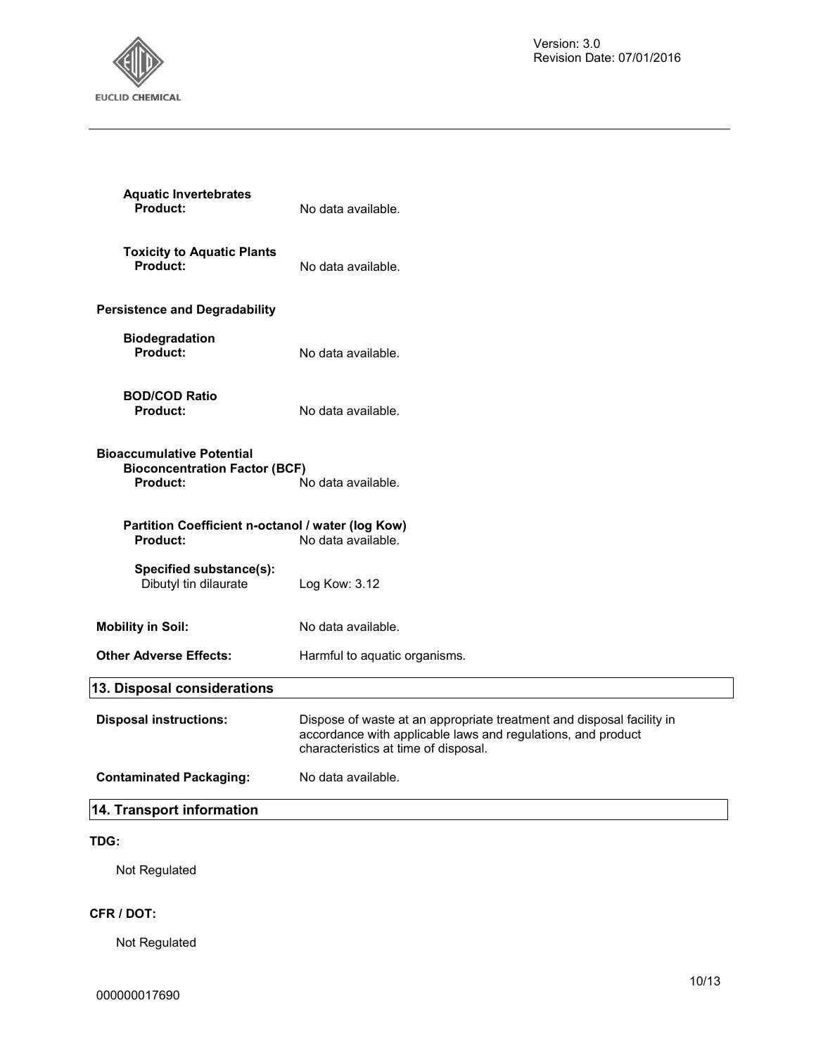**Aquatic Invertebrates**

**Product:** No data available.

**Toxicity to Aquatic Plants**

**Product:** No data available.

**Persistence and Degradability**

**Biodegradation**

**Product:** No data available.

**BOD/COD Ratio**

**Product:** No data available.

**Bioaccumulative Potential**

**Bioconcentration Factor (BCF)**

**Product:** No data available.

**Partition Coefficient n-octanol / water (log Kow)**

**Product:** No data available.

**Specified substance(s):**

Dibutyl tin dilaurate Log Kow: 3.12

**Mobility in Soil:** No data available.

**Other Adverse Effects:** Harmful to aquatic organisms.

## 13. Disposal considerations

**Disposal instructions:** Dispose of waste at an appropriate treatment and disposal facility in accordance with applicable laws and regulations, and product characteristics at time of disposal.

**Contaminated Packaging:** No data available.

## 14. Transport information

**TDG:**

Not Regulated

**CFR / DOT:**

Not Regulated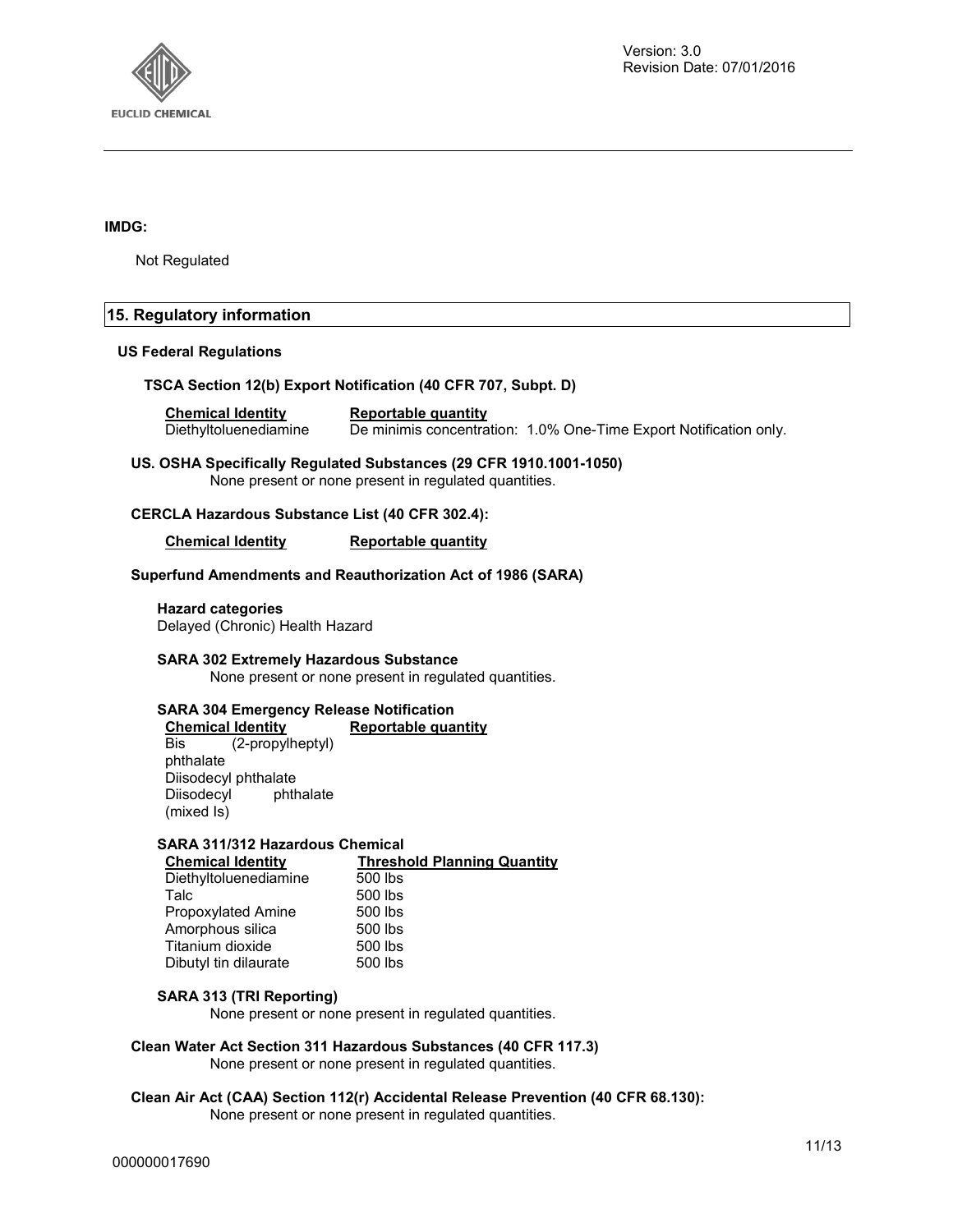**IMDG:**

Not Regulated

## 15. Regulatory information

**US Federal Regulations**

**TSCA Section 12(b) Export Notification (40 CFR 707, Subpt. D)**

| Chemical Identity | Reportable quantity |
|---|---|
| Diethyltoluenediamine | De minimis concentration: 1.0% One-Time Export Notification only. |

**US. OSHA Specifically Regulated Substances (29 CFR 1910.1001-1050)**

None present or none present in regulated quantities.

**CERCLA Hazardous Substance List (40 CFR 302.4):**

| Chemical Identity | Reportable quantity |
|---|---|

**Superfund Amendments and Reauthorization Act of 1986 (SARA)**

**Hazard categories**

Delayed (Chronic) Health Hazard

**SARA 302 Extremely Hazardous Substance**

None present or none present in regulated quantities.

**SARA 304 Emergency Release Notification**

| Chemical Identity | Reportable quantity |
|---|---|
| Bis (2-propylheptyl) phthalate | |
| Diisodecyl phthalate | |
| Diisodecyl phthalate (mixed Is) | |

**SARA 311/312 Hazardous Chemical**

| Chemical Identity | Threshold Planning Quantity |
|---|---|
| Diethyltoluenediamine | 500 lbs |
| Talc | 500 lbs |
| Propoxylated Amine | 500 lbs |
| Amorphous silica | 500 lbs |
| Titanium dioxide | 500 lbs |
| Dibutyl tin dilaurate | 500 lbs |

**SARA 313 (TRI Reporting)**

None present or none present in regulated quantities.

**Clean Water Act Section 311 Hazardous Substances (40 CFR 117.3)**

None present or none present in regulated quantities.

**Clean Air Act (CAA) Section 112(r) Accidental Release Prevention (40 CFR 68.130):**

None present or none present in regulated quantities.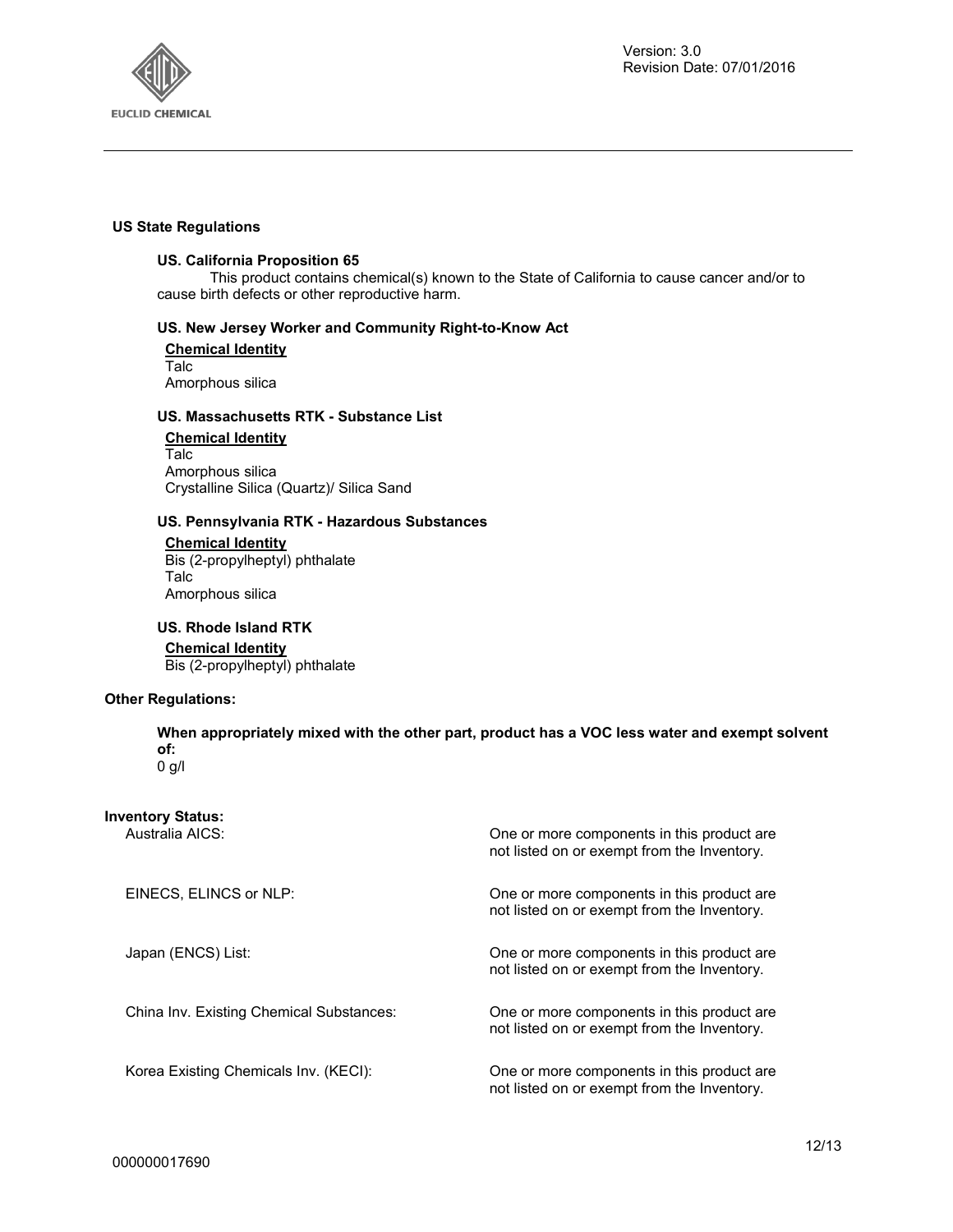### US State Regulations

**US. California Proposition 65**

This product contains chemical(s) known to the State of California to cause cancer and/or to cause birth defects or other reproductive harm.

**US. New Jersey Worker and Community Right-to-Know Act**

**Chemical Identity**
Talc
Amorphous silica

**US. Massachusetts RTK - Substance List**

**Chemical Identity**
Talc
Amorphous silica
Crystalline Silica (Quartz)/ Silica Sand

**US. Pennsylvania RTK - Hazardous Substances**

**Chemical Identity**
Bis (2-propylheptyl) phthalate
Talc
Amorphous silica

**US. Rhode Island RTK**

**Chemical Identity**
Bis (2-propylheptyl) phthalate

**Other Regulations:**

**When appropriately mixed with the other part, product has a VOC less water and exempt solvent of:**
0 g/l

**Inventory Status:**

| | |
|---|---|
| Australia AICS: | One or more components in this product are not listed on or exempt from the Inventory. |
| EINECS, ELINCS or NLP: | One or more components in this product are not listed on or exempt from the Inventory. |
| Japan (ENCS) List: | One or more components in this product are not listed on or exempt from the Inventory. |
| China Inv. Existing Chemical Substances: | One or more components in this product are not listed on or exempt from the Inventory. |
| Korea Existing Chemicals Inv. (KECI): | One or more components in this product are not listed on or exempt from the Inventory. |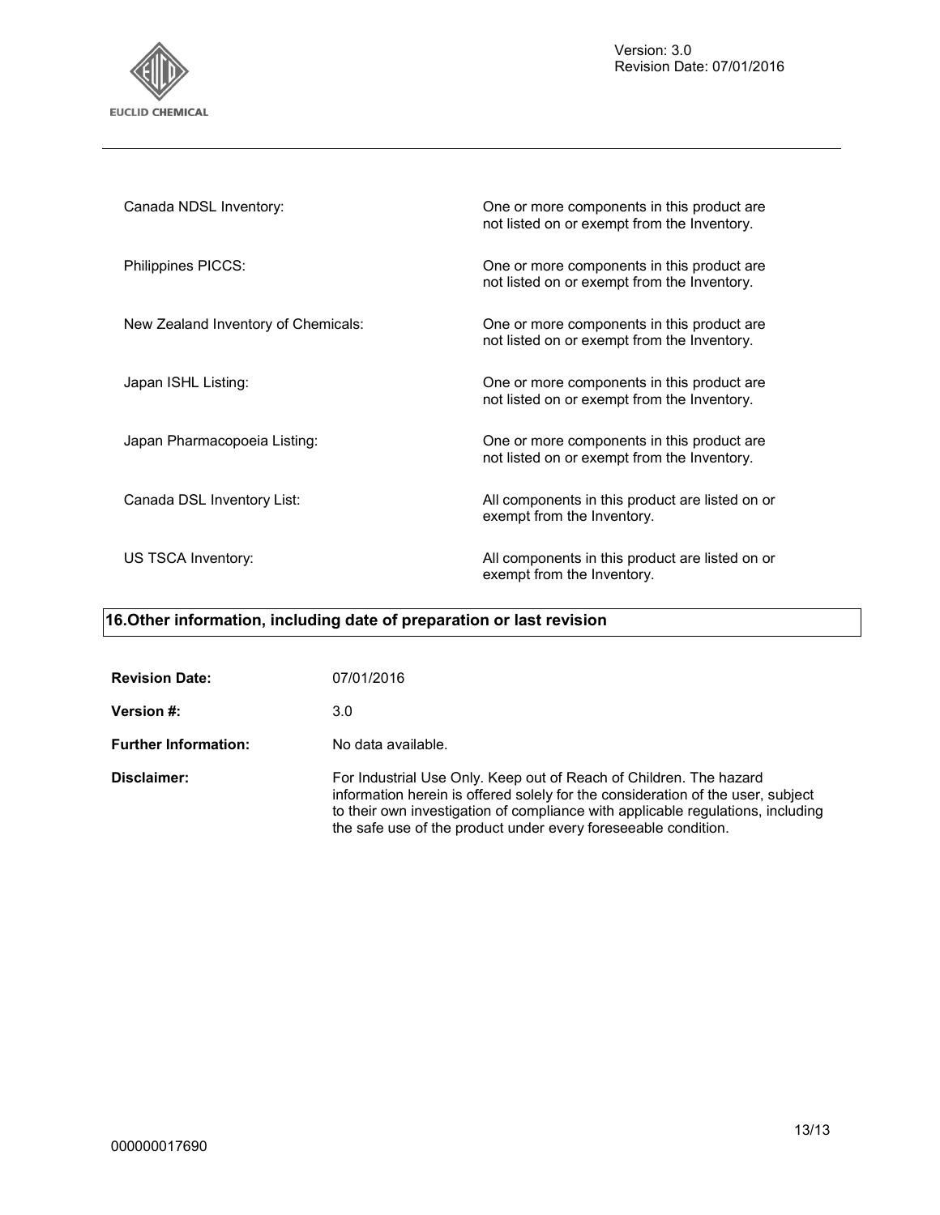| | |
|---|---|
| Canada NDSL Inventory: | One or more components in this product are not listed on or exempt from the Inventory. |
| Philippines PICCS: | One or more components in this product are not listed on or exempt from the Inventory. |
| New Zealand Inventory of Chemicals: | One or more components in this product are not listed on or exempt from the Inventory. |
| Japan ISHL Listing: | One or more components in this product are not listed on or exempt from the Inventory. |
| Japan Pharmacopoeia Listing: | One or more components in this product are not listed on or exempt from the Inventory. |
| Canada DSL Inventory List: | All components in this product are listed on or exempt from the Inventory. |
| US TSCA Inventory: | All components in this product are listed on or exempt from the Inventory. |

## 16.Other information, including date of preparation or last revision

| | |
|---|---|
| **Revision Date:** | 07/01/2016 |
| **Version #:** | 3.0 |
| **Further Information:** | No data available. |
| **Disclaimer:** | For Industrial Use Only. Keep out of Reach of Children. The hazard information herein is offered solely for the consideration of the user, subject to their own investigation of compliance with applicable regulations, including the safe use of the product under every foreseeable condition. |

000000017690